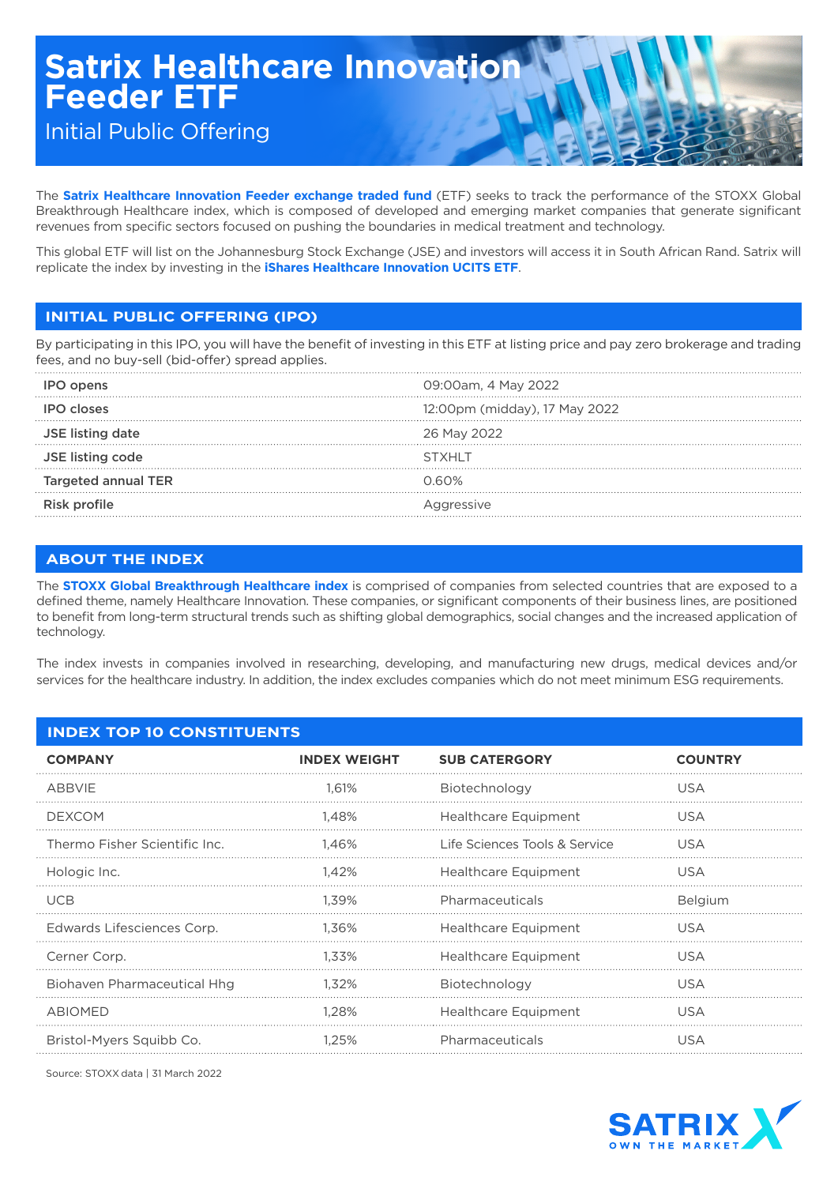# Satrix Healthcare Innovation Feeder ETF

Initial Public Offering

The **Satrix Healthcare Innovation Feeder exchange traded fund** (ETF) seeks to track the performance of the STOXX Global Breakthrough Healthcare index, which is composed of developed and emerging market companies that generate significant revenues from specific sectors focused on pushing the boundaries in medical treatment and technology.

This global ETF will list on the Johannesburg Stock Exchange (JSE) and investors will access it in South African Rand. Satrix will replicate the index by investing in the **iShares Healthcare Innovation UCITS ETF**.

## INITIAL PUBLIC OFFERING (IPO)

By participating in this IPO, you will have the benefit of investing in this ETF at listing price and pay zero brokerage and trading fees, and no buy-sell (bid-offer) spread applies.

| | |
|---|---|
| IPO opens | 09:00am, 4 May 2022 |
| IPO closes | 12:00pm (midday), 17 May 2022 |
| JSE listing date | 26 May 2022 |
| JSE listing code | STXHLT |
| Targeted annual TER | 0.60% |
| Risk profile | Aggressive |

## ABOUT THE INDEX

The **STOXX Global Breakthrough Healthcare index** is comprised of companies from selected countries that are exposed to a defined theme, namely Healthcare Innovation. These companies, or significant components of their business lines, are positioned to benefit from long-term structural trends such as shifting global demographics, social changes and the increased application of technology.

The index invests in companies involved in researching, developing, and manufacturing new drugs, medical devices and/or services for the healthcare industry. In addition, the index excludes companies which do not meet minimum ESG requirements.

## INDEX TOP 10 CONSTITUENTS

| COMPANY | INDEX WEIGHT | SUB CATERGORY | COUNTRY |
|---|---|---|---|
| ABBVIE | 1,61% | Biotechnology | USA |
| DEXCOM | 1,48% | Healthcare Equipment | USA |
| Thermo Fisher Scientific Inc. | 1,46% | Life Sciences Tools & Service | USA |
| Hologic Inc. | 1,42% | Healthcare Equipment | USA |
| UCB | 1,39% | Pharmaceuticals | Belgium |
| Edwards Lifesciences Corp. | 1,36% | Healthcare Equipment | USA |
| Cerner Corp. | 1,33% | Healthcare Equipment | USA |
| Biohaven Pharmaceutical Hhg | 1,32% | Biotechnology | USA |
| ABIOMED | 1,28% | Healthcare Equipment | USA |
| Bristol-Myers Squibb Co. | 1,25% | Pharmaceuticals | USA |

Source: STOXX data | 31 March 2022

SATRIX OWN THE MARKET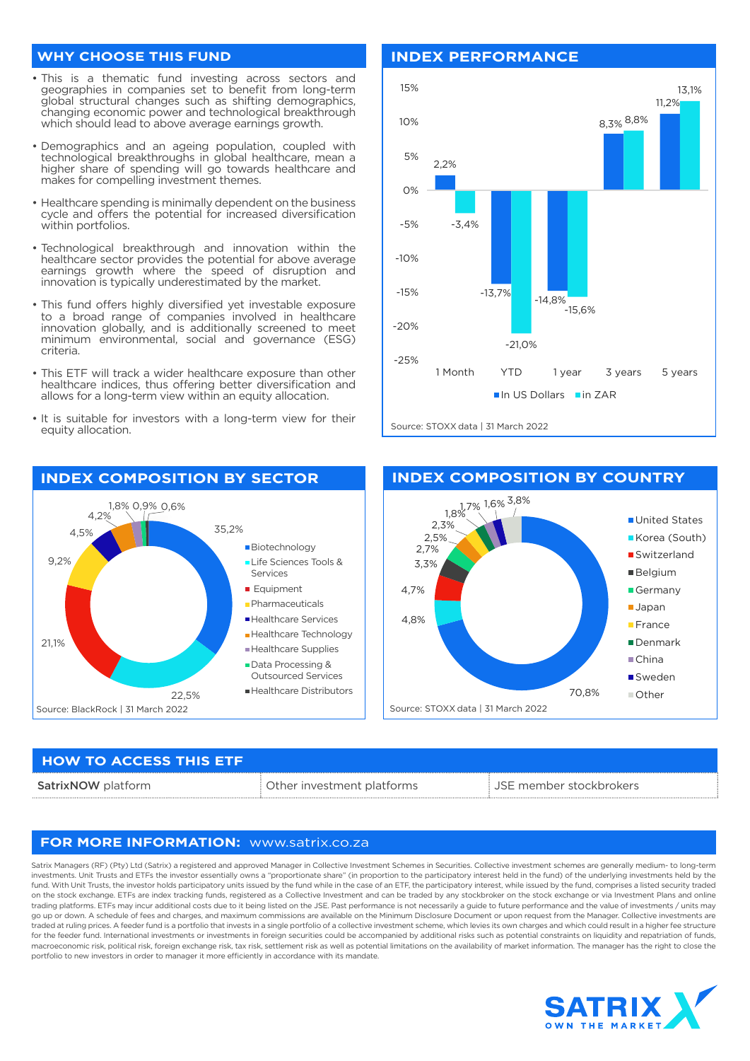## WHY CHOOSE THIS FUND

- This is a thematic fund investing across sectors and geographies in companies set to benefit from long-term global structural changes such as shifting demographics, changing economic power and technological breakthrough which should lead to above average earnings growth.
- Demographics and an ageing population, coupled with technological breakthroughs in global healthcare, mean a higher share of spending will go towards healthcare and makes for compelling investment themes.
- Healthcare spending is minimally dependent on the business cycle and offers the potential for increased diversification within portfolios.
- Technological breakthrough and innovation within the healthcare sector provides the potential for above average earnings growth where the speed of disruption and innovation is typically underestimated by the market.
- This fund offers highly diversified yet investable exposure to a broad range of companies involved in healthcare innovation globally, and is additionally screened to meet minimum environmental, social and governance (ESG) criteria.
- This ETF will track a wider healthcare exposure than other healthcare indices, thus offering better diversification and allows for a long-term view within an equity allocation.
- It is suitable for investors with a long-term view for their equity allocation.

## INDEX PERFORMANCE

15%
10%
5%
0%
-5%
-10%
-15%
-20%
-25%

1 Month: 2,2% / -3,4%
YTD: -13,7% / -21,0%
1 year: -14,8% / -15,6%
3 years: 8,3% / 8,8%
5 years: 11,2% / 13,1%

In US Dollars
in ZAR

Source: STOXX data | 31 March 2022

## INDEX COMPOSITION BY SECTOR

35,2%
22,5%
21,1%
9,2%
4,5%
4,2%
1,8%
0,9%
0,6%

Biotechnology
Life Sciences Tools & Services
Equipment
Pharmaceuticals
Healthcare Services
Healthcare Technology
Healthcare Supplies
Data Processing & Outsourced Services
Healthcare Distributors

Source: BlackRock | 31 March 2022

## INDEX COMPOSITION BY COUNTRY

70,8%
4,8%
4,7%
3,3%
2,7%
2,5%
2,3%
1,8%
1,7%
1,6%
3,8%

United States
Korea (South)
Switzerland
Belgium
Germany
Japan
France
Denmark
China
Sweden
Other

Source: STOXX data | 31 March 2022

## HOW TO ACCESS THIS ETF

| | | |
|---|---|---|
| **SatrixNOW** platform | Other investment platforms | JSE member stockbrokers |

## FOR MORE INFORMATION: www.satrix.co.za

Satrix Managers (RF) (Pty) Ltd (Satrix) a registered and approved Manager in Collective Investment Schemes in Securities. Collective investment schemes are generally medium- to long-term investments. Unit Trusts and ETFs the investor essentially owns a "proportionate share" (in proportion to the participatory interest held in the fund) of the underlying investments held by the fund. With Unit Trusts, the investor holds participatory units issued by the fund while in the case of an ETF, the participatory interest, while issued by the fund, comprises a listed security traded on the stock exchange. ETFs are index tracking funds, registered as a Collective Investment and can be traded by any stockbroker on the stock exchange or via Investment Plans and online trading platforms. ETFs may incur additional costs due to it being listed on the JSE. Past performance is not necessarily a guide to future performance and the value of investments / units may go up or down. A schedule of fees and charges, and maximum commissions are available on the Minimum Disclosure Document or upon request from the Manager. Collective investments are traded at ruling prices. A feeder fund is a portfolio that invests in a single portfolio of a collective investment scheme, which levies its own charges and which could result in a higher fee structure for the feeder fund. International investments or investments in foreign securities could be accompanied by additional risks such as potential constraints on liquidity and repatriation of funds, macroeconomic risk, political risk, foreign exchange risk, tax risk, settlement risk as well as potential limitations on the availability of market information. The manager has the right to close the portfolio to new investors in order to manager it more efficiently in accordance with its mandate.

SATRIX
OWN THE MARKET